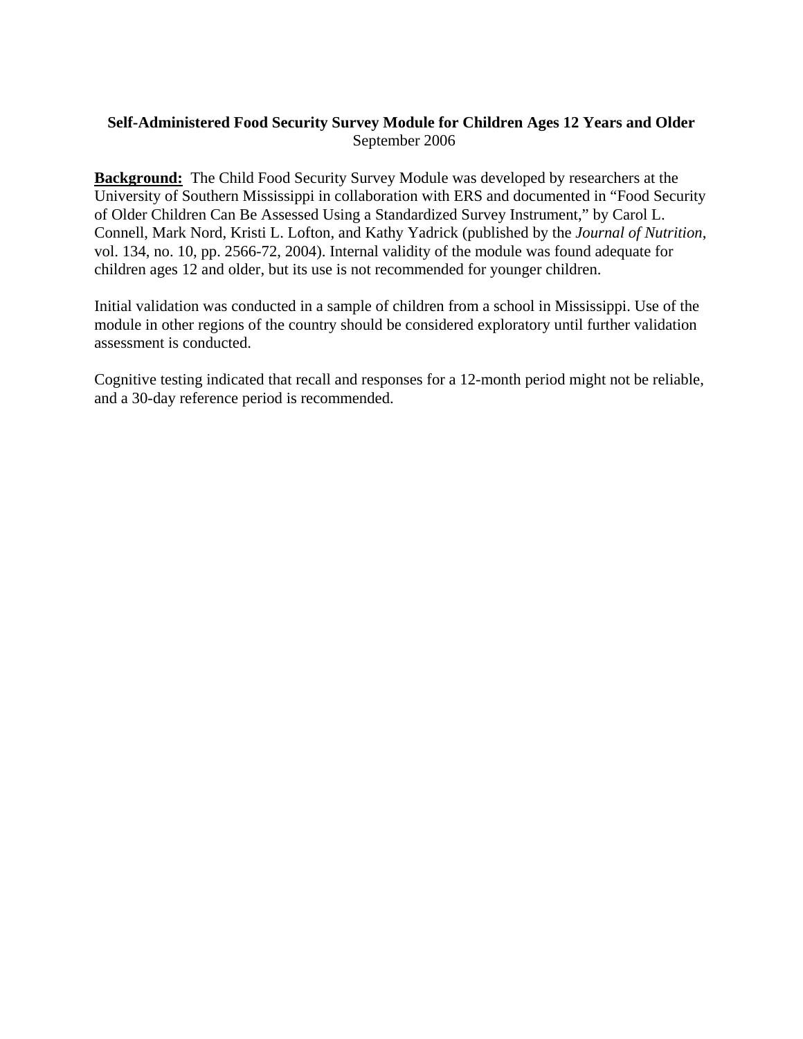**Self-Administered Food Security Survey Module for Children Ages 12 Years and Older**

September 2006

**Background:** The Child Food Security Survey Module was developed by researchers at the University of Southern Mississippi in collaboration with ERS and documented in "Food Security of Older Children Can Be Assessed Using a Standardized Survey Instrument," by Carol L. Connell, Mark Nord, Kristi L. Lofton, and Kathy Yadrick (published by the *Journal of Nutrition*, vol. 134, no. 10, pp. 2566-72, 2004). Internal validity of the module was found adequate for children ages 12 and older, but its use is not recommended for younger children.

Initial validation was conducted in a sample of children from a school in Mississippi. Use of the module in other regions of the country should be considered exploratory until further validation assessment is conducted.

Cognitive testing indicated that recall and responses for a 12-month period might not be reliable, and a 30-day reference period is recommended.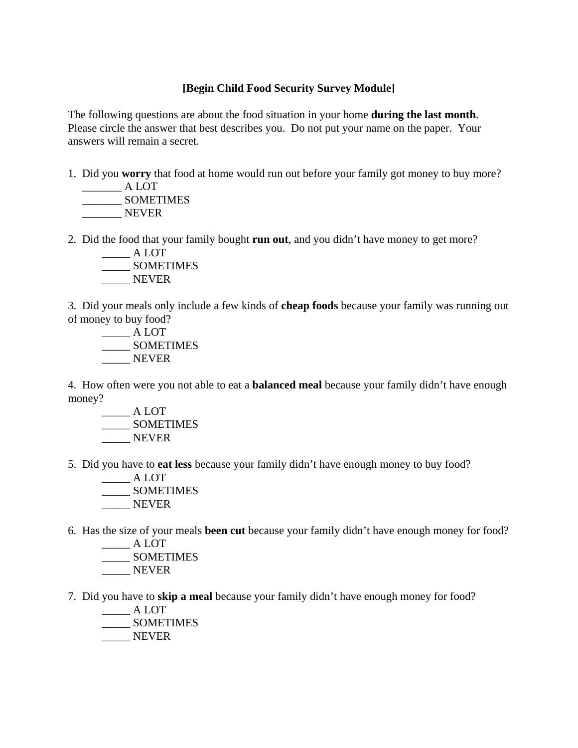**[Begin Child Food Security Survey Module]**

The following questions are about the food situation in your home **during the last month**. Please circle the answer that best describes you. Do not put your name on the paper. Your answers will remain a secret.

1. Did you **worry** that food at home would run out before your family got money to buy more?
   _______ A LOT
   _______ SOMETIMES
   _______ NEVER

2. Did the food that your family bought **run out**, and you didn't have money to get more?
   _____ A LOT
   _____ SOMETIMES
   _____ NEVER

3. Did your meals only include a few kinds of **cheap foods** because your family was running out of money to buy food?
   _____ A LOT
   _____ SOMETIMES
   _____ NEVER

4. How often were you not able to eat a **balanced meal** because your family didn't have enough money?
   _____ A LOT
   _____ SOMETIMES
   _____ NEVER

5. Did you have to **eat less** because your family didn't have enough money to buy food?
   _____ A LOT
   _____ SOMETIMES
   _____ NEVER

6. Has the size of your meals **been cut** because your family didn't have enough money for food?
   _____ A LOT
   _____ SOMETIMES
   _____ NEVER

7. Did you have to **skip a meal** because your family didn't have enough money for food?
   _____ A LOT
   _____ SOMETIMES
   _____ NEVER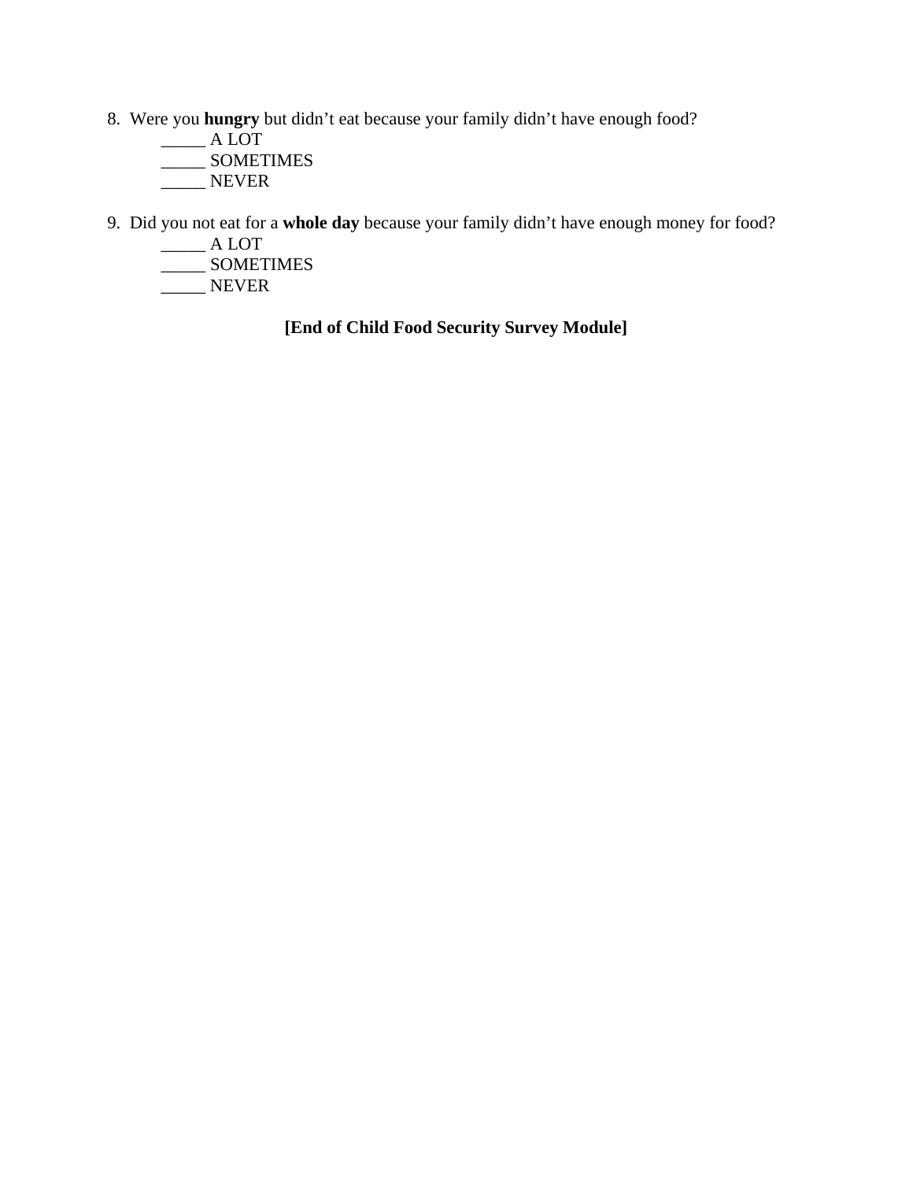8. Were you **hungry** but didn't eat because your family didn't have enough food?
   _____ A LOT
   _____ SOMETIMES
   _____ NEVER

9. Did you not eat for a **whole day** because your family didn't have enough money for food?
   _____ A LOT
   _____ SOMETIMES
   _____ NEVER

**[End of Child Food Security Survey Module]**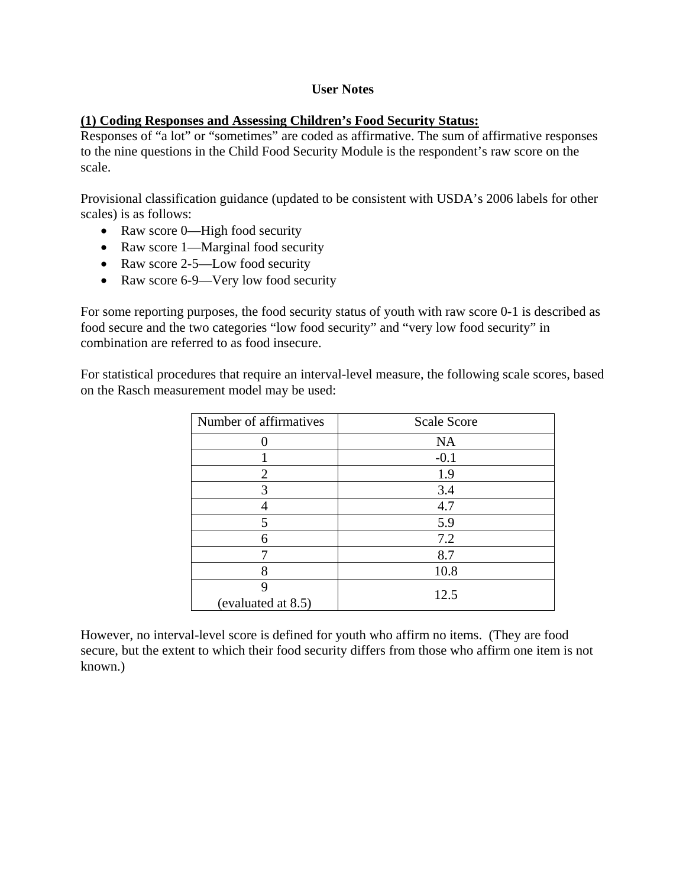## User Notes

**<u>(1) Coding Responses and Assessing Children's Food Security Status:</u>**

Responses of "a lot" or "sometimes" are coded as affirmative. The sum of affirmative responses to the nine questions in the Child Food Security Module is the respondent's raw score on the scale.

Provisional classification guidance (updated to be consistent with USDA's 2006 labels for other scales) is as follows:

- Raw score 0—High food security
- Raw score 1—Marginal food security
- Raw score 2-5—Low food security
- Raw score 6-9—Very low food security

For some reporting purposes, the food security status of youth with raw score 0-1 is described as food secure and the two categories "low food security" and "very low food security" in combination are referred to as food insecure.

For statistical procedures that require an interval-level measure, the following scale scores, based on the Rasch measurement model may be used:

| Number of affirmatives | Scale Score |
|---|---|
| 0 | NA |
| 1 | -0.1 |
| 2 | 1.9 |
| 3 | 3.4 |
| 4 | 4.7 |
| 5 | 5.9 |
| 6 | 7.2 |
| 7 | 8.7 |
| 8 | 10.8 |
| 9 (evaluated at 8.5) | 12.5 |

However, no interval-level score is defined for youth who affirm no items. (They are food secure, but the extent to which their food security differs from those who affirm one item is not known.)